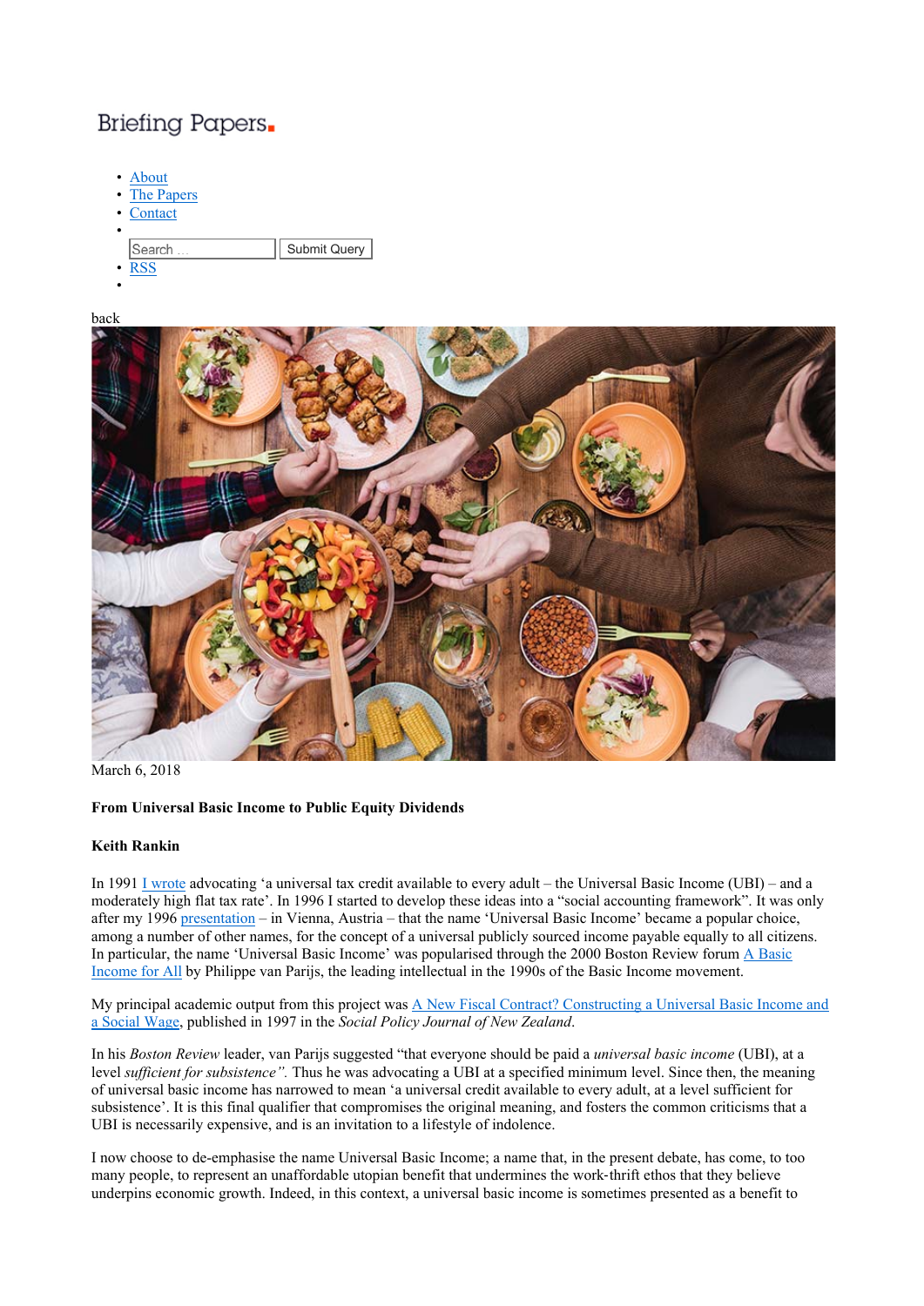Briefing Papers

- About
- The Papers
- Contact
- Search ... Submit Query
- RSS

back

March 6, 2018

**From Universal Basic Income to Public Equity Dividends**

**Keith Rankin**

In 1991 I wrote advocating 'a universal tax credit available to every adult – the Universal Basic Income (UBI) – and a moderately high flat tax rate'. In 1996 I started to develop these ideas into a "social accounting framework". It was only after my 1996 presentation – in Vienna, Austria – that the name 'Universal Basic Income' became a popular choice, among a number of other names, for the concept of a universal publicly sourced income payable equally to all citizens. In particular, the name 'Universal Basic Income' was popularised through the 2000 Boston Review forum A Basic Income for All by Philippe van Parijs, the leading intellectual in the 1990s of the Basic Income movement.

My principal academic output from this project was A New Fiscal Contract? Constructing a Universal Basic Income and a Social Wage, published in 1997 in the *Social Policy Journal of New Zealand*.

In his *Boston Review* leader, van Parijs suggested "that everyone should be paid a *universal basic income* (UBI), at a level *sufficient for subsistence".* Thus he was advocating a UBI at a specified minimum level. Since then, the meaning of universal basic income has narrowed to mean 'a universal credit available to every adult, at a level sufficient for subsistence'. It is this final qualifier that compromises the original meaning, and fosters the common criticisms that a UBI is necessarily expensive, and is an invitation to a lifestyle of indolence.

I now choose to de-emphasise the name Universal Basic Income; a name that, in the present debate, has come, to too many people, to represent an unaffordable utopian benefit that undermines the work-thrift ethos that they believe underpins economic growth. Indeed, in this context, a universal basic income is sometimes presented as a benefit to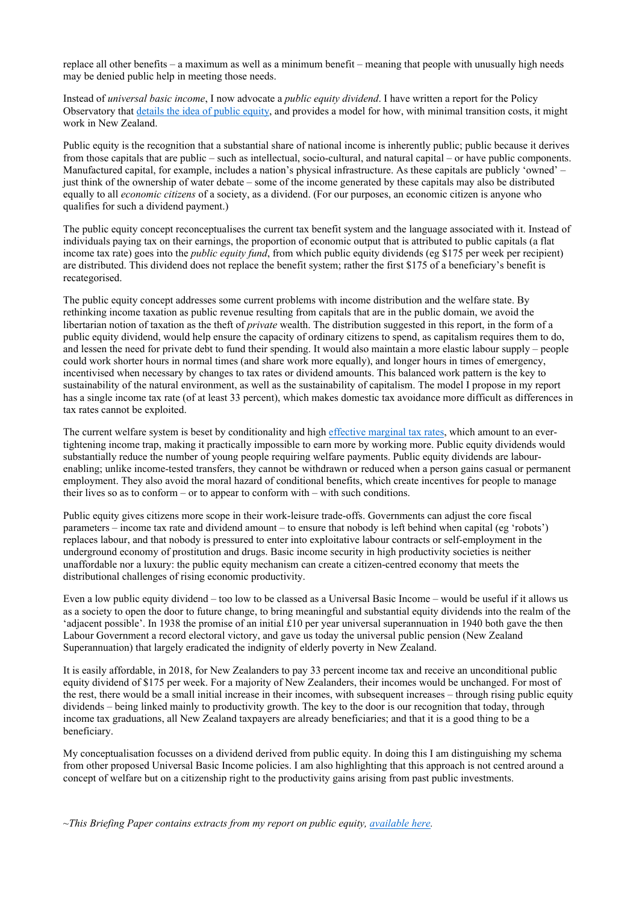replace all other benefits – a maximum as well as a minimum benefit – meaning that people with unusually high needs may be denied public help in meeting those needs.

Instead of *universal basic income*, I now advocate a *public equity dividend*. I have written a report for the Policy Observatory that details the idea of public equity, and provides a model for how, with minimal transition costs, it might work in New Zealand.

Public equity is the recognition that a substantial share of national income is inherently public; public because it derives from those capitals that are public – such as intellectual, socio-cultural, and natural capital – or have public components. Manufactured capital, for example, includes a nation's physical infrastructure. As these capitals are publicly 'owned' – just think of the ownership of water debate – some of the income generated by these capitals may also be distributed equally to all *economic citizens* of a society, as a dividend. (For our purposes, an economic citizen is anyone who qualifies for such a dividend payment.)

The public equity concept reconceptualises the current tax benefit system and the language associated with it. Instead of individuals paying tax on their earnings, the proportion of economic output that is attributed to public capitals (a flat income tax rate) goes into the *public equity fund*, from which public equity dividends (eg $175 per week per recipient) are distributed. This dividend does not replace the benefit system; rather the first $175 of a beneficiary's benefit is recategorised.

The public equity concept addresses some current problems with income distribution and the welfare state. By rethinking income taxation as public revenue resulting from capitals that are in the public domain, we avoid the libertarian notion of taxation as the theft of *private* wealth. The distribution suggested in this report, in the form of a public equity dividend, would help ensure the capacity of ordinary citizens to spend, as capitalism requires them to do, and lessen the need for private debt to fund their spending. It would also maintain a more elastic labour supply – people could work shorter hours in normal times (and share work more equally), and longer hours in times of emergency, incentivised when necessary by changes to tax rates or dividend amounts. This balanced work pattern is the key to sustainability of the natural environment, as well as the sustainability of capitalism. The model I propose in my report has a single income tax rate (of at least 33 percent), which makes domestic tax avoidance more difficult as differences in tax rates cannot be exploited.

The current welfare system is beset by conditionality and high effective marginal tax rates, which amount to an ever-tightening income trap, making it practically impossible to earn more by working more. Public equity dividends would substantially reduce the number of young people requiring welfare payments. Public equity dividends are labour-enabling; unlike income-tested transfers, they cannot be withdrawn or reduced when a person gains casual or permanent employment. They also avoid the moral hazard of conditional benefits, which create incentives for people to manage their lives so as to conform – or to appear to conform with – with such conditions.

Public equity gives citizens more scope in their work-leisure trade-offs. Governments can adjust the core fiscal parameters – income tax rate and dividend amount – to ensure that nobody is left behind when capital (eg 'robots') replaces labour, and that nobody is pressured to enter into exploitative labour contracts or self-employment in the underground economy of prostitution and drugs. Basic income security in high productivity societies is neither unaffordable nor a luxury: the public equity mechanism can create a citizen-centred economy that meets the distributional challenges of rising economic productivity.

Even a low public equity dividend – too low to be classed as a Universal Basic Income – would be useful if it allows us as a society to open the door to future change, to bring meaningful and substantial equity dividends into the realm of the 'adjacent possible'. In 1938 the promise of an initial £10 per year universal superannuation in 1940 both gave the then Labour Government a record electoral victory, and gave us today the universal public pension (New Zealand Superannuation) that largely eradicated the indignity of elderly poverty in New Zealand.

It is easily affordable, in 2018, for New Zealanders to pay 33 percent income tax and receive an unconditional public equity dividend of $175 per week. For a majority of New Zealanders, their incomes would be unchanged. For most of the rest, there would be a small initial increase in their incomes, with subsequent increases – through rising public equity dividends – being linked mainly to productivity growth. The key to the door is our recognition that today, through income tax graduations, all New Zealand taxpayers are already beneficiaries; and that it is a good thing to be a beneficiary.

My conceptualisation focusses on a dividend derived from public equity. In doing this I am distinguishing my schema from other proposed Universal Basic Income policies. I am also highlighting that this approach is not centred around a concept of welfare but on a citizenship right to the productivity gains arising from past public investments.

*~This Briefing Paper contains extracts from my report on public equity, available here.*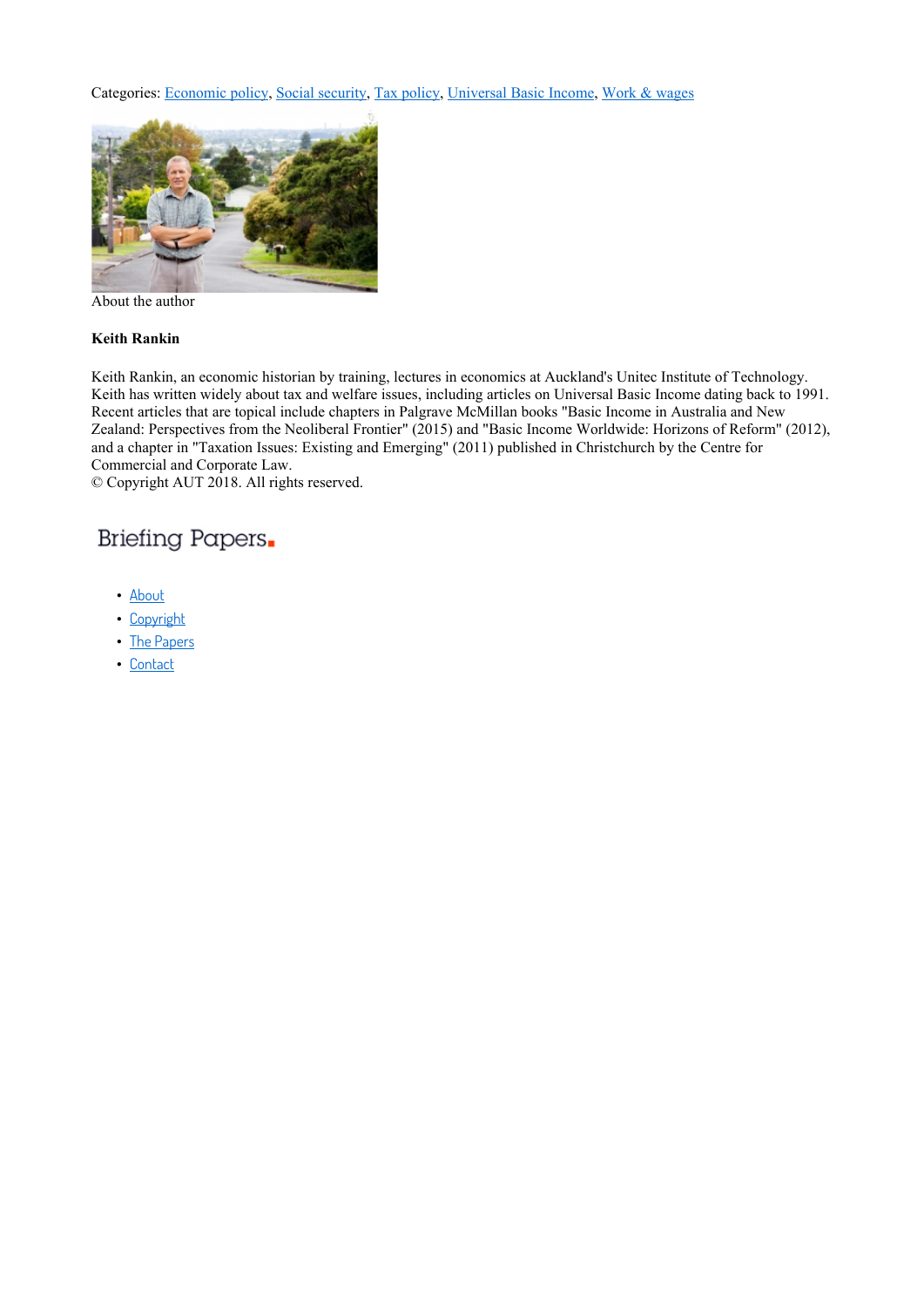Categories: Economic policy, Social security, Tax policy, Universal Basic Income, Work & wages

About the author

**Keith Rankin**

Keith Rankin, an economic historian by training, lectures in economics at Auckland's Unitec Institute of Technology. Keith has written widely about tax and welfare issues, including articles on Universal Basic Income dating back to 1991. Recent articles that are topical include chapters in Palgrave McMillan books "Basic Income in Australia and New Zealand: Perspectives from the Neoliberal Frontier" (2015) and "Basic Income Worldwide: Horizons of Reform" (2012), and a chapter in "Taxation Issues: Existing and Emerging" (2011) published in Christchurch by the Centre for Commercial and Corporate Law.
© Copyright AUT 2018. All rights reserved.

Briefing Papers.

- About
- Copyright
- The Papers
- Contact